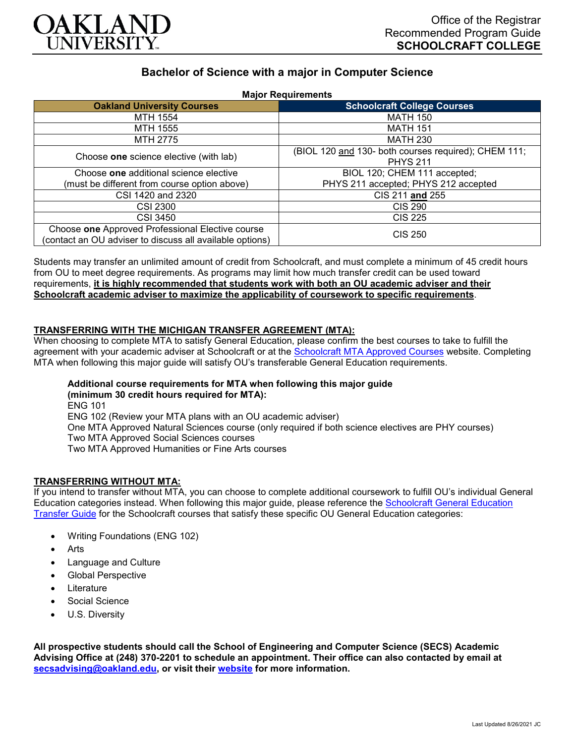Office of the Registrar
Recommended Program Guide
**SCHOOLCRAFT COLLEGE**

# Bachelor of Science with a major in Computer Science

**Major Requirements**

| Oakland University Courses | Schoolcraft College Courses |
|---|---|
| MTH 1554 | MATH 150 |
| MTH 1555 | MATH 151 |
| MTH 2775 | MATH 230 |
| Choose **one** science elective (with lab) | (BIOL 120 and 130- both courses required); CHEM 111; PHYS 211 |
| Choose **one** additional science elective (must be different from course option above) | BIOL 120; CHEM 111 accepted; PHYS 211 accepted; PHYS 212 accepted |
| CSI 1420 and 2320 | CIS 211 **and** 255 |
| CSI 2300 | CIS 290 |
| CSI 3450 | CIS 225 |
| Choose **one** Approved Professional Elective course (contact an OU adviser to discuss all available options) | CIS 250 |

Students may transfer an unlimited amount of credit from Schoolcraft, and must complete a minimum of 45 credit hours from OU to meet degree requirements. As programs may limit how much transfer credit can be used toward requirements, **it is highly recommended that students work with both an OU academic adviser and their Schoolcraft academic adviser to maximize the applicability of coursework to specific requirements**.

## TRANSFERRING WITH THE MICHIGAN TRANSFER AGREEMENT (MTA):

When choosing to complete MTA to satisfy General Education, please confirm the best courses to take to fulfill the agreement with your academic adviser at Schoolcraft or at the Schoolcraft MTA Approved Courses website. Completing MTA when following this major guide will satisfy OU's transferable General Education requirements.

**Additional course requirements for MTA when following this major guide (minimum 30 credit hours required for MTA):**
ENG 101
ENG 102 (Review your MTA plans with an OU academic adviser)
One MTA Approved Natural Sciences course (only required if both science electives are PHY courses)
Two MTA Approved Social Sciences courses
Two MTA Approved Humanities or Fine Arts courses

## TRANSFERRING WITHOUT MTA:

If you intend to transfer without MTA, you can choose to complete additional coursework to fulfill OU's individual General Education categories instead. When following this major guide, please reference the Schoolcraft General Education Transfer Guide for the Schoolcraft courses that satisfy these specific OU General Education categories:

- Writing Foundations (ENG 102)
- Arts
- Language and Culture
- Global Perspective
- Literature
- Social Science
- U.S. Diversity

**All prospective students should call the School of Engineering and Computer Science (SECS) Academic Advising Office at (248) 370-2201 to schedule an appointment. Their office can also contacted by email at secsadvising@oakland.edu, or visit their website for more information.**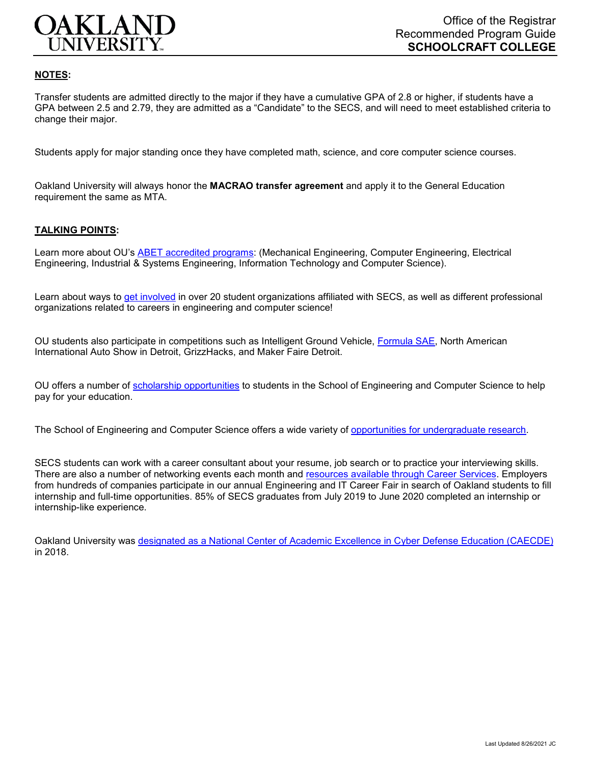**NOTES:**

Transfer students are admitted directly to the major if they have a cumulative GPA of 2.8 or higher, if students have a GPA between 2.5 and 2.79, they are admitted as a "Candidate" to the SECS, and will need to meet established criteria to change their major.

Students apply for major standing once they have completed math, science, and core computer science courses.

Oakland University will always honor the **MACRAO transfer agreement** and apply it to the General Education requirement the same as MTA.

**TALKING POINTS:**

Learn more about OU's ABET accredited programs: (Mechanical Engineering, Computer Engineering, Electrical Engineering, Industrial & Systems Engineering, Information Technology and Computer Science).

Learn about ways to get involved in over 20 student organizations affiliated with SECS, as well as different professional organizations related to careers in engineering and computer science!

OU students also participate in competitions such as Intelligent Ground Vehicle, Formula SAE, North American International Auto Show in Detroit, GrizzHacks, and Maker Faire Detroit.

OU offers a number of scholarship opportunities to students in the School of Engineering and Computer Science to help pay for your education.

The School of Engineering and Computer Science offers a wide variety of opportunities for undergraduate research.

SECS students can work with a career consultant about your resume, job search or to practice your interviewing skills. There are also a number of networking events each month and resources available through Career Services. Employers from hundreds of companies participate in our annual Engineering and IT Career Fair in search of Oakland students to fill internship and full-time opportunities. 85% of SECS graduates from July 2019 to June 2020 completed an internship or internship-like experience.

Oakland University was designated as a National Center of Academic Excellence in Cyber Defense Education (CAECDE) in 2018.